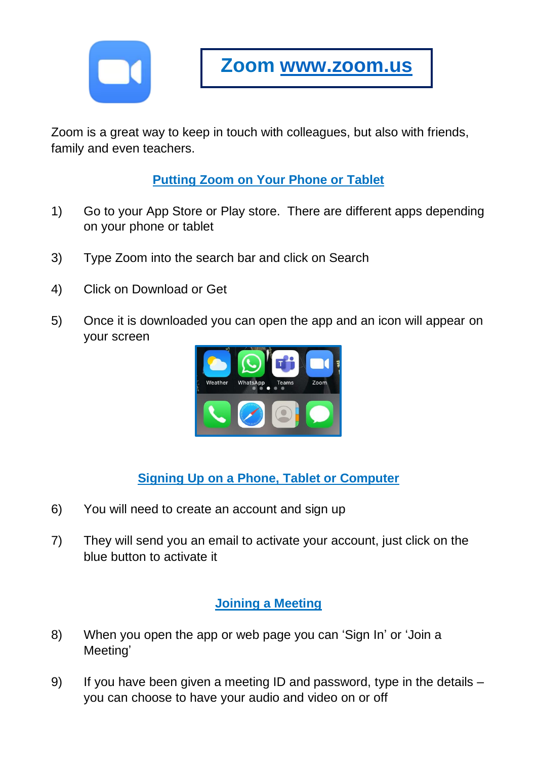# Zoom [www.zoom.us](http://www.zoom.us)

Zoom is a great way to keep in touch with colleagues, but also with friends, family and even teachers.

## Putting Zoom on Your Phone or Tablet

1) Go to your App Store or Play store. There are different apps depending on your phone or tablet

3) Type Zoom into the search bar and click on Search

4) Click on Download or Get

5) Once it is downloaded you can open the app and an icon will appear on your screen

## Signing Up on a Phone, Tablet or Computer

6) You will need to create an account and sign up

7) They will send you an email to activate your account, just click on the blue button to activate it

## Joining a Meeting

8) When you open the app or web page you can 'Sign In' or 'Join a Meeting'

9) If you have been given a meeting ID and password, type in the details – you can choose to have your audio and video on or off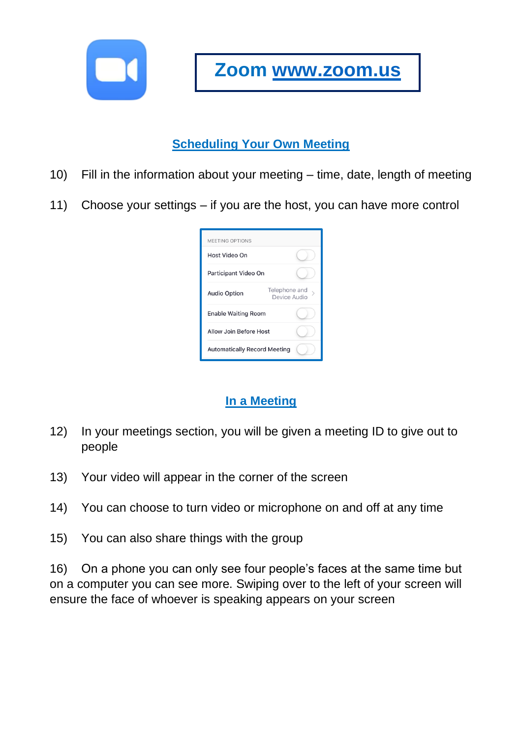# Zoom www.zoom.us

## Scheduling Your Own Meeting

10) Fill in the information about your meeting – time, date, length of meeting

11) Choose your settings – if you are the host, you can have more control

MEETING OPTIONS

Host Video On

Participant Video On

Audio Option — Telephone and Device Audio

Enable Waiting Room

Allow Join Before Host

Automatically Record Meeting

## In a Meeting

12) In your meetings section, you will be given a meeting ID to give out to people

13) Your video will appear in the corner of the screen

14) You can choose to turn video or microphone on and off at any time

15) You can also share things with the group

16) On a phone you can only see four people's faces at the same time but on a computer you can see more. Swiping over to the left of your screen will ensure the face of whoever is speaking appears on your screen